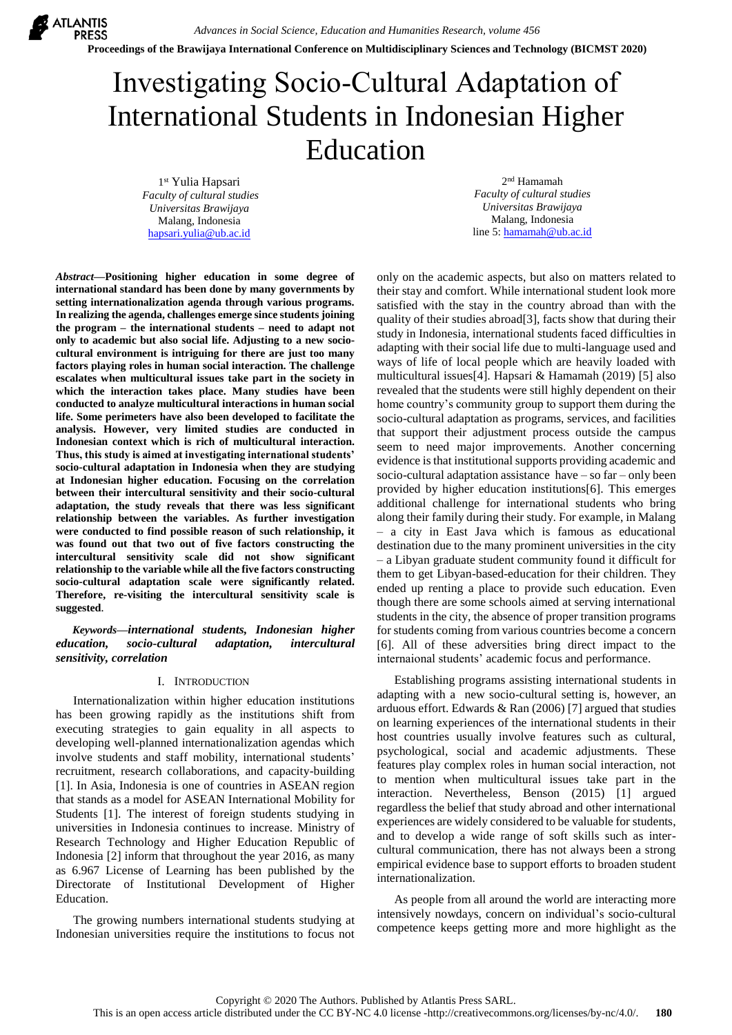# Investigating Socio-Cultural Adaptation of International Students in Indonesian Higher Education

1st Yulia Hapsari
*Faculty of cultural studies*
*Universitas Brawijaya*
Malang, Indonesia
hapsari.yulia@ub.ac.id

2nd Hamamah
*Faculty of cultural studies*
*Universitas Brawijaya*
Malang, Indonesia
line 5: hamamah@ub.ac.id

***Abstract*—Positioning higher education in some degree of international standard has been done by many governments by setting internationalization agenda through various programs. In realizing the agenda, challenges emerge since students joining the program – the international students – need to adapt not only to academic but also social life. Adjusting to a new socio-cultural environment is intriguing for there are just too many factors playing roles in human social interaction. The challenge escalates when multicultural issues take part in the society in which the interaction takes place. Many studies have been conducted to analyze multicultural interactions in human social life. Some perimeters have also been developed to facilitate the analysis. However, very limited studies are conducted in Indonesian context which is rich of multicultural interaction. Thus, this study is aimed at investigating international students' socio-cultural adaptation in Indonesia when they are studying at Indonesian higher education. Focusing on the correlation between their intercultural sensitivity and their socio-cultural adaptation, the study reveals that there was less significant relationship between the variables. As further investigation were conducted to find possible reason of such relationship, it was found out that two out of five factors constructing the intercultural sensitivity scale did not show significant relationship to the variable while all the five factors constructing socio-cultural adaptation scale were significantly related. Therefore, re-visiting the intercultural sensitivity scale is suggested.**

***Keywords*—*international students, Indonesian higher education, socio-cultural adaptation, intercultural sensitivity, correlation***

## I. Introduction

Internationalization within higher education institutions has been growing rapidly as the institutions shift from executing strategies to gain equality in all aspects to developing well-planned internationalization agendas which involve students and staff mobility, international students' recruitment, research collaborations, and capacity-building [1]. In Asia, Indonesia is one of countries in ASEAN region that stands as a model for ASEAN International Mobility for Students [1]. The interest of foreign students studying in universities in Indonesia continues to increase. Ministry of Research Technology and Higher Education Republic of Indonesia [2] inform that throughout the year 2016, as many as 6.967 License of Learning has been published by the Directorate of Institutional Development of Higher Education.

The growing numbers international students studying at Indonesian universities require the institutions to focus not only on the academic aspects, but also on matters related to their stay and comfort. While international student look more satisfied with the stay in the country abroad than with the quality of their studies abroad[3], facts show that during their study in Indonesia, international students faced difficulties in adapting with their social life due to multi-language used and ways of life of local people which are heavily loaded with multicultural issues[4]. Hapsari & Hamamah (2019) [5] also revealed that the students were still highly dependent on their home country's community group to support them during the socio-cultural adaptation as programs, services, and facilities that support their adjustment process outside the campus seem to need major improvements. Another concerning evidence is that institutional supports providing academic and socio-cultural adaptation assistance have – so far – only been provided by higher education institutions[6]. This emerges additional challenge for international students who bring along their family during their study. For example, in Malang – a city in East Java which is famous as educational destination due to the many prominent universities in the city – a Libyan graduate student community found it difficult for them to get Libyan-based-education for their children. They ended up renting a place to provide such education. Even though there are some schools aimed at serving international students in the city, the absence of proper transition programs for students coming from various countries become a concern [6]. All of these adversities bring direct impact to the internaional students' academic focus and performance.

Establishing programs assisting international students in adapting with a new socio-cultural setting is, however, an arduous effort. Edwards & Ran (2006) [7] argued that studies on learning experiences of the international students in their host countries usually involve features such as cultural, psychological, social and academic adjustments. These features play complex roles in human social interaction, not to mention when multicultural issues take part in the interaction. Nevertheless, Benson (2015) [1] argued regardless the belief that study abroad and other international experiences are widely considered to be valuable for students, and to develop a wide range of soft skills such as inter-cultural communication, there has not always been a strong empirical evidence base to support efforts to broaden student internationalization.

As people from all around the world are interacting more intensively nowdays, concern on individual's socio-cultural competence keeps getting more and more highlight as the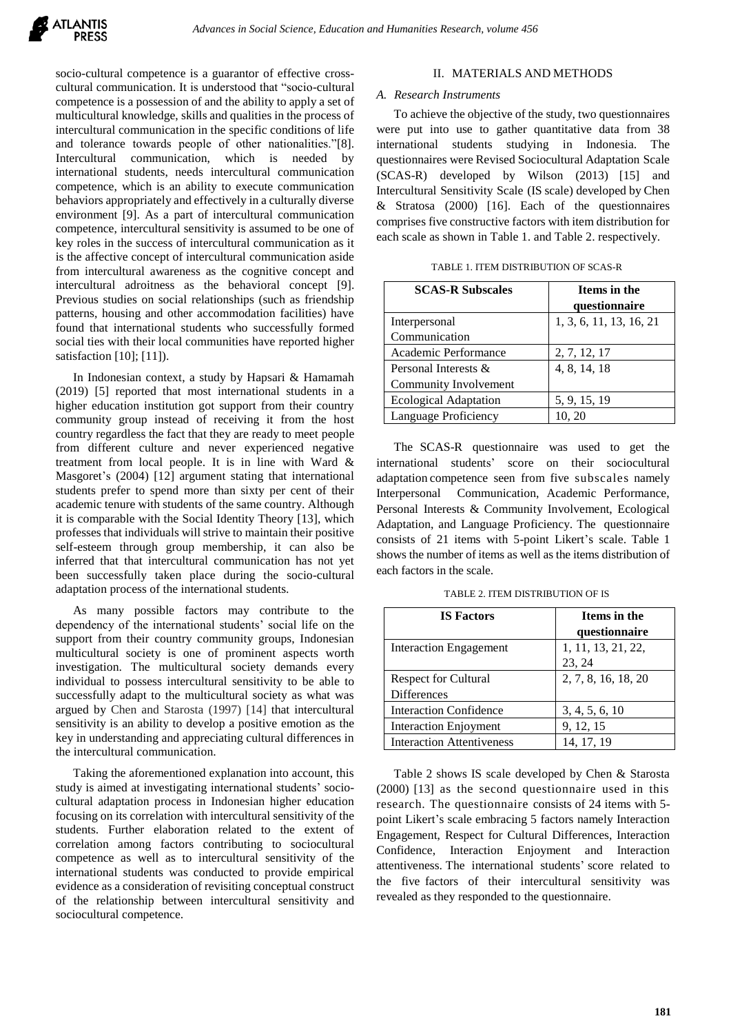socio-cultural competence is a guarantor of effective cross-cultural communication. It is understood that "socio-cultural competence is a possession of and the ability to apply a set of multicultural knowledge, skills and qualities in the process of intercultural communication in the specific conditions of life and tolerance towards people of other nationalities."[8]. Intercultural communication, which is needed by international students, needs intercultural communication competence, which is an ability to execute communication behaviors appropriately and effectively in a culturally diverse environment [9]. As a part of intercultural communication competence, intercultural sensitivity is assumed to be one of key roles in the success of intercultural communication as it is the affective concept of intercultural communication aside from intercultural awareness as the cognitive concept and intercultural adroitness as the behavioral concept [9]. Previous studies on social relationships (such as friendship patterns, housing and other accommodation facilities) have found that international students who successfully formed social ties with their local communities have reported higher satisfaction [10]; [11]).

In Indonesian context, a study by Hapsari & Hamamah (2019) [5] reported that most international students in a higher education institution got support from their country community group instead of receiving it from the host country regardless the fact that they are ready to meet people from different culture and never experienced negative treatment from local people. It is in line with Ward & Masgoret's (2004) [12] argument stating that international students prefer to spend more than sixty per cent of their academic tenure with students of the same country. Although it is comparable with the Social Identity Theory [13], which professes that individuals will strive to maintain their positive self-esteem through group membership, it can also be inferred that that intercultural communication has not yet been successfully taken place during the socio-cultural adaptation process of the international students.

As many possible factors may contribute to the dependency of the international students' social life on the support from their country community groups, Indonesian multicultural society is one of prominent aspects worth investigation. The multicultural society demands every individual to possess intercultural sensitivity to be able to successfully adapt to the multicultural society as what was argued by Chen and Starosta (1997) [14] that intercultural sensitivity is an ability to develop a positive emotion as the key in understanding and appreciating cultural differences in the intercultural communication.

Taking the aforementioned explanation into account, this study is aimed at investigating international students' socio-cultural adaptation process in Indonesian higher education focusing on its correlation with intercultural sensitivity of the students. Further elaboration related to the extent of correlation among factors contributing to sociocultural competence as well as to intercultural sensitivity of the international students was conducted to provide empirical evidence as a consideration of revisiting conceptual construct of the relationship between intercultural sensitivity and sociocultural competence.

## II. MATERIALS AND METHODS

### *A. Research Instruments*

To achieve the objective of the study, two questionnaires were put into use to gather quantitative data from 38 international students studying in Indonesia. The questionnaires were Revised Sociocultural Adaptation Scale (SCAS-R) developed by Wilson (2013) [15] and Intercultural Sensitivity Scale (IS scale) developed by Chen & Stratosa (2000) [16]. Each of the questionnaires comprises five constructive factors with item distribution for each scale as shown in Table 1. and Table 2. respectively.

TABLE 1. ITEM DISTRIBUTION OF SCAS-R

| SCAS-R Subscales | Items in the questionnaire |
|---|---|
| Interpersonal Communication | 1, 3, 6, 11, 13, 16, 21 |
| Academic Performance | 2, 7, 12, 17 |
| Personal Interests & Community Involvement | 4, 8, 14, 18 |
| Ecological Adaptation | 5, 9, 15, 19 |
| Language Proficiency | 10, 20 |

The SCAS-R questionnaire was used to get the international students' score on their sociocultural adaptation competence seen from five subscales namely Interpersonal Communication, Academic Performance, Personal Interests & Community Involvement, Ecological Adaptation, and Language Proficiency. The questionnaire consists of 21 items with 5-point Likert's scale. Table 1 shows the number of items as well as the items distribution of each factors in the scale.

TABLE 2. ITEM DISTRIBUTION OF IS

| IS Factors | Items in the questionnaire |
|---|---|
| Interaction Engagement | 1, 11, 13, 21, 22, 23, 24 |
| Respect for Cultural Differences | 2, 7, 8, 16, 18, 20 |
| Interaction Confidence | 3, 4, 5, 6, 10 |
| Interaction Enjoyment | 9, 12, 15 |
| Interaction Attentiveness | 14, 17, 19 |

Table 2 shows IS scale developed by Chen & Starosta (2000) [13] as the second questionnaire used in this research. The questionnaire consists of 24 items with 5-point Likert's scale embracing 5 factors namely Interaction Engagement, Respect for Cultural Differences, Interaction Confidence, Interaction Enjoyment and Interaction attentiveness. The international students' score related to the five factors of their intercultural sensitivity was revealed as they responded to the questionnaire.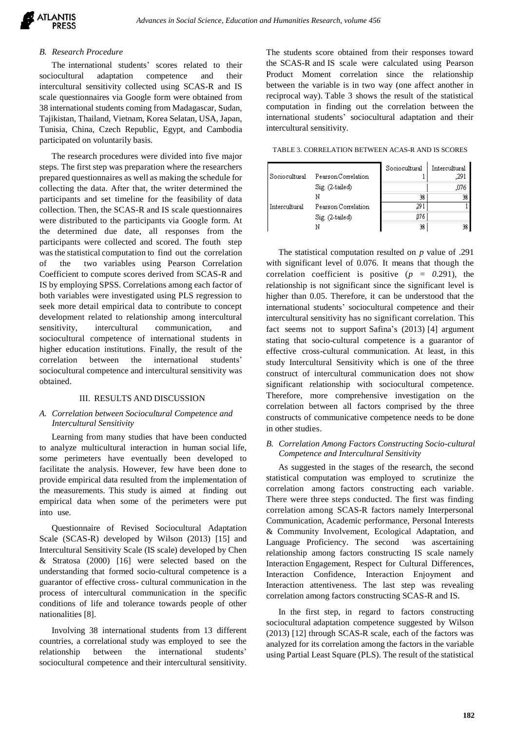### B. Research Procedure

The international students' scores related to their sociocultural adaptation competence and their intercultural sensitivity collected using SCAS-R and IS scale questionnaires via Google form were obtained from 38 international students coming from Madagascar, Sudan, Tajikistan, Thailand, Vietnam, Korea Selatan, USA, Japan, Tunisia, China, Czech Republic, Egypt, and Cambodia participated on voluntarily basis.

The research procedures were divided into five major steps. The first step was preparation where the researchers prepared questionnaires as well as making the schedule for collecting the data. After that, the writer determined the participants and set timeline for the feasibility of data collection. Then, the SCAS-R and IS scale questionnaires were distributed to the participants via Google form. At the determined due date, all responses from the participants were collected and scored. The fouth step was the statistical computation to find out the correlation of the two variables using Pearson Correlation Coefficient to compute scores derived from SCAS-R and IS by employing SPSS. Correlations among each factor of both variables were investigated using PLS regression to seek more detail empirical data to contribute to concept development related to relationship among intercultural sensitivity, intercultural communication, and sociocultural competence of international students in higher education institutions. Finally, the result of the correlation between the international students' sociocultural competence and intercultural sensitivity was obtained.

## III. RESULTS AND DISCUSSION

### A. Correlation between Sociocultural Competence and Intercultural Sensitivity

Learning from many studies that have been conducted to analyze multicultural interaction in human social life, some perimeters have eventually been developed to facilitate the analysis. However, few have been done to provide empirical data resulted from the implementation of the measurements. This study is aimed at finding out empirical data when some of the perimeters were put into use.

Questionnaire of Revised Sociocultural Adaptation Scale (SCAS-R) developed by Wilson (2013) [15] and Intercultural Sensitivity Scale (IS scale) developed by Chen & Stratosa (2000) [16] were selected based on the understanding that formed socio-cultural competence is a guarantor of effective cross- cultural communication in the process of intercultural communication in the specific conditions of life and tolerance towards people of other nationalities [8].

Involving 38 international students from 13 different countries, a correlational study was employed to see the relationship between the international students' sociocultural competence and their intercultural sensitivity. The students score obtained from their responses toward the SCAS-R and IS scale were calculated using Pearson Product Moment correlation since the relationship between the variable is in two way (one affect another in reciprocal way). Table 3 shows the result of the statistical computation in finding out the correlation between the international students' sociocultural adaptation and their intercultural sensitivity.

TABLE 3. CORRELATION BETWEEN ACAS-R AND IS SCORES

| | | Sociocultural | Intercultural |
|---|---|---|---|
| Sociocultural | Pearson Correlation | 1 | ,291 |
| | Sig. (2-tailed) | | ,076 |
| | N | 38 | 38 |
| Intercultural | Pearson Correlation | ,291 | 1 |
| | Sig. (2-tailed) | ,076 | |
| | N | 38 | 38 |

The statistical computation resulted on *p* value of .291 with significant level of 0.076. It means that though the correlation coefficient is positive ($p = 0.291$), the relationship is not significant since the significant level is higher than 0.05. Therefore, it can be understood that the international students' sociocultural competence and their intercultural sensitivity has no significant correlation. This fact seems not to support Safina's (2013) [4] argument stating that socio-cultural competence is a guarantor of effective cross-cultural communication. At least, in this study Intercultural Sensitivity which is one of the three construct of intercultural communication does not show significant relationship with sociocultural competence. Therefore, more comprehensive investigation on the correlation between all factors comprised by the three constructs of communicative competence needs to be done in other studies.

### B. Correlation Among Factors Constructing Socio-cultural Competence and Intercultural Sensitivity

As suggested in the stages of the research, the second statistical computation was employed to scrutinize the correlation among factors constructing each variable. There were three steps conducted. The first was finding correlation among SCAS-R factors namely Interpersonal Communication, Academic performance, Personal Interests & Community Involvement, Ecological Adaptation, and Language Proficiency. The second was ascertaining relationship among factors constructing IS scale namely Interaction Engagement, Respect for Cultural Differences, Interaction Confidence, Interaction Enjoyment and Interaction attentiveness. The last step was revealing correlation among factors constructing SCAS-R and IS.

In the first step, in regard to factors constructing sociocultural adaptation competence suggested by Wilson (2013) [12] through SCAS-R scale, each of the factors was analyzed for its correlation among the factors in the variable using Partial Least Square (PLS). The result of the statistical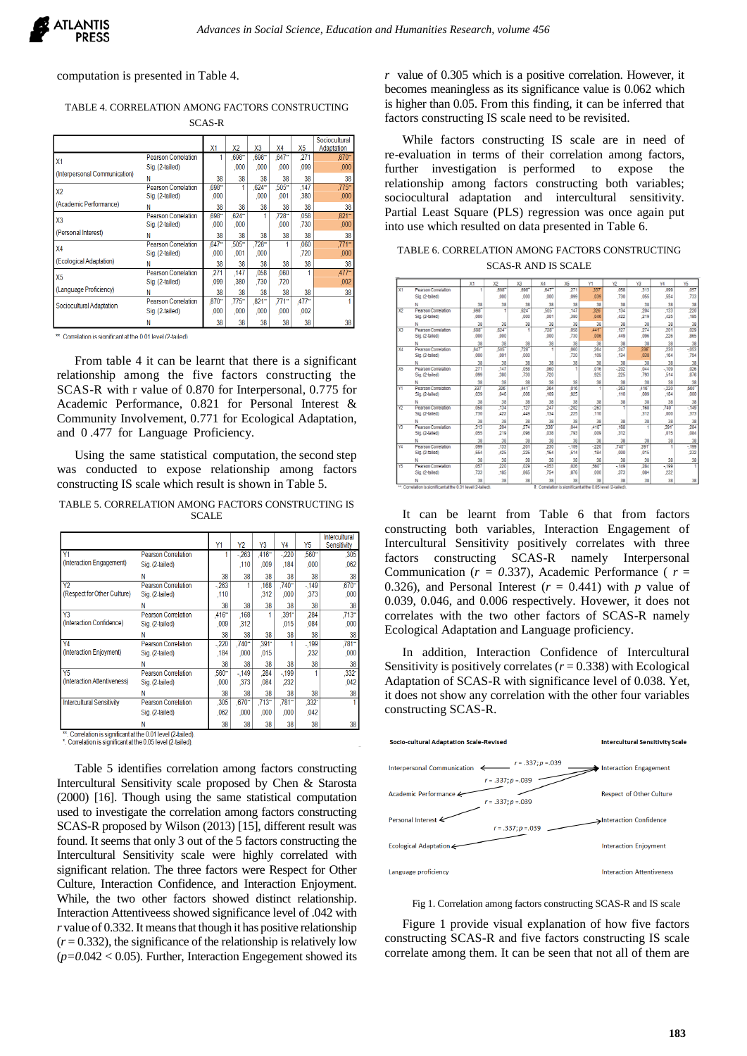computation is presented in Table 4.

TABLE 4. CORRELATION AMONG FACTORS CONSTRUCTING SCAS-R

| | | X1 | X2 | X3 | X4 | X5 | Sociocultural Adaptation |
|---|---|---|---|---|---|---|---|
| X1 (Interpersonal Communication) | Pearson Correlation | 1 | ,698** | ,696** | ,647** | ,271 | ,870** |
| | Sig. (2-tailed) | | ,000 | ,000 | ,000 | ,099 | ,000 |
| | N | 38 | 38 | 38 | 38 | 38 | 38 |
| X2 (Academic Performance) | Pearson Correlation | ,698** | 1 | ,624** | ,505** | ,147 | ,775** |
| | Sig. (2-tailed) | ,000 | | ,000 | ,001 | ,380 | ,000 |
| | N | 38 | 38 | 38 | 38 | 38 | 38 |
| X3 (Personal Interest) | Pearson Correlation | ,696** | ,624** | 1 | ,728** | ,058 | ,821** |
| | Sig. (2-tailed) | ,000 | ,000 | | ,000 | ,730 | ,000 |
| | N | 38 | 38 | 38 | 38 | 38 | 38 |
| X4 (Ecological Adaptation) | Pearson Correlation | ,647** | ,505** | ,728** | 1 | ,060 | ,771** |
| | Sig. (2-tailed) | ,000 | ,001 | ,000 | | ,720 | ,000 |
| | N | 38 | 38 | 38 | 38 | 38 | 38 |
| X5 (Language Proficiency) | Pearson Correlation | ,271 | ,147 | ,058 | ,060 | 1 | ,477** |
| | Sig. (2-tailed) | ,099 | ,380 | ,730 | ,720 | | ,002 |
| | N | 38 | 38 | 38 | 38 | 38 | 38 |
| Sociocultural Adaptation | Pearson Correlation | ,870** | ,775** | ,821** | ,771** | ,477** | 1 |
| | Sig. (2-tailed) | ,000 | ,000 | ,000 | ,000 | ,002 | |
| | N | 38 | 38 | 38 | 38 | 38 | 38 |

** Correlation is significant at the 0.01 level (2-tailed).

From table 4 it can be learnt that there is a significant relationship among the five factors constructing the SCAS-R with r value of 0.870 for Interpersonal, 0.775 for Academic Performance, 0.821 for Personal Interest & Community Involvement, 0.771 for Ecological Adaptation, and 0 .477 for Language Proficiency.

Using the same statistical computation, the second step was conducted to expose relationship among factors constructing IS scale which result is shown in Table 5.

TABLE 5. CORRELATION AMONG FACTORS CONSTRUCTING IS SCALE

| | | Y1 | Y2 | Y3 | Y4 | Y5 | Intercultural Sensitivity |
|---|---|---|---|---|---|---|---|
| Y1 (Interaction Engagement) | Pearson Correlation | 1 | -,263 | ,416** | -,220 | ,560** | ,305 |
| | Sig. (2-tailed) | | ,110 | ,009 | ,184 | ,000 | ,062 |
| | N | 38 | 38 | 38 | 38 | 38 | 38 |
| Y2 (Respect for Other Culture) | Pearson Correlation | -,263 | 1 | ,168 | ,740** | -,149 | ,670** |
| | Sig. (2-tailed) | ,110 | | ,312 | ,000 | ,373 | ,000 |
| | N | 38 | 38 | 38 | 38 | 38 | 38 |
| Y3 (Interaction Confidence) | Pearson Correlation | ,416** | ,168 | 1 | ,391* | ,284 | ,713** |
| | Sig. (2-tailed) | ,009 | ,312 | | ,015 | ,084 | ,000 |
| | N | 38 | 38 | 38 | 38 | 38 | 38 |
| Y4 (Interaction Enjoyment) | Pearson Correlation | -,220 | ,740** | ,391* | 1 | -,199 | ,781** |
| | Sig. (2-tailed) | ,184 | ,000 | ,015 | | ,232 | ,000 |
| | N | 38 | 38 | 38 | 38 | 38 | 38 |
| Y5 (Interaction Attentiveness) | Pearson Correlation | ,560** | -,149 | ,284 | -,199 | 1 | ,332* |
| | Sig. (2-tailed) | ,000 | ,373 | ,084 | ,232 | | ,042 |
| | N | 38 | 38 | 38 | 38 | 38 | 38 |
| Intercultural Sensitivity | Pearson Correlation | ,305 | ,670** | ,713** | ,781** | ,332* | 1 |
| | Sig. (2-tailed) | ,062 | ,000 | ,000 | ,000 | ,042 | |
| | N | 38 | 38 | 38 | 38 | 38 | 38 |

** Correlation is significant at the 0.01 level (2-tailed).
* Correlation is significant at the 0.05 level (2-tailed).

Table 5 identifies correlation among factors constructing Intercultural Sensitivity scale proposed by Chen & Starosta (2000) [16]. Though using the same statistical computation used to investigate the correlation among factors constructing SCAS-R proposed by Wilson (2013) [15], different result was found. It seems that only 3 out of the 5 factors constructing the Intercultural Sensitivity scale were highly correlated with significant relation. The three factors were Respect for Other Culture, Interaction Confidence, and Interaction Enjoyment. While, the two other factors showed distinct relationship. Interaction Attentiveness showed significance level of .042 with *r* value of 0.332. It means that though it has positive relationship ($r$ = 0.332), the significance of the relationship is relatively low ($p$=0.042 < 0.05). Further, Interaction Engegement showed its *r* value of 0.305 which is a positive correlation. However, it becomes meaningless as its significance value is 0.062 which is higher than 0.05. From this finding, it can be inferred that factors constructing IS scale need to be revisited.

While factors constructing IS scale are in need of re-evaluation in terms of their correlation among factors, further investigation is performed to expose the relationship among factors constructing both variables; sociocultural adaptation and intercultural sensitivity. Partial Least Square (PLS) regression was once again put into use which resulted on data presented in Table 6.

TABLE 6. CORRELATION AMONG FACTORS CONSTRUCTING SCAS-R AND IS SCALE

| | | X1 | X2 | X3 | X4 | X5 | Y1 | Y2 | Y3 | Y4 | Y5 |
|---|---|---|---|---|---|---|---|---|---|---|---|
| X1 | Pearson Correlation | 1 | ,698** | ,696** | ,647** | ,271 | ,337* | ,058 | ,313 | ,099 | ,057 |
| | Sig. (2-tailed) | | ,000 | ,000 | ,000 | ,099 | ,039 | ,730 | ,055 | ,554 | ,733 |
| | N | 38 | 38 | 38 | 38 | 38 | 38 | 38 | 38 | 38 | 38 |
| X2 | Pearson Correlation | ,698** | 1 | ,624** | ,505** | ,147 | ,326* | ,134 | ,204 | ,133 | ,220 |
| | Sig. (2-tailed) | ,000 | | ,000 | ,001 | ,380 | ,046 | ,422 | ,219 | ,425 | ,185 |
| | N | 38 | 38 | 38 | 38 | 38 | 38 | 38 | 38 | 38 | 38 |
| X3 | Pearson Correlation | ,696** | ,624** | 1 | ,728** | ,058 | ,441** | ,127 | ,274 | ,201 | ,029 |
| | Sig. (2-tailed) | ,000 | ,000 | | ,000 | ,730 | ,006 | ,449 | ,096 | ,226 | ,865 |
| | N | 38 | 38 | 38 | 38 | 38 | 38 | 38 | 38 | 38 | 38 |
| X4 | Pearson Correlation | ,647** | ,505** | ,728** | 1 | ,060 | ,264 | ,247 | ,338* | ,230 | -,053 |
| | Sig. (2-tailed) | ,000 | ,001 | ,000 | | ,720 | ,109 | ,134 | ,038 | ,164 | ,754 |
| | N | 38 | 38 | 38 | 38 | 38 | 38 | 38 | 38 | 38 | 38 |
| X5 | Pearson Correlation | ,271 | ,147 | ,058 | ,060 | 1 | ,016 | -,202 | ,044 | -,109 | ,026 |
| | Sig. (2-tailed) | ,099 | ,380 | ,730 | ,720 | | ,925 | ,225 | ,793 | ,514 | ,876 |
| | N | 38 | 38 | 38 | 38 | 38 | 38 | 38 | 38 | 38 | 38 |
| Y1 | Pearson Correlation | ,337* | ,326* | ,441** | ,264 | ,016 | 1 | -,263 | ,416** | -,220 | ,560** |
| | Sig. (2-tailed) | ,039 | ,046 | ,006 | ,109 | ,925 | | ,110 | ,009 | ,184 | ,000 |
| | N | 38 | 38 | 38 | 38 | 38 | 38 | 38 | 38 | 38 | 38 |
| Y2 | Pearson Correlation | ,058 | ,134 | ,127 | ,247 | -,202 | -,263 | 1 | ,168 | ,740** | -,149 |
| | Sig. (2-tailed) | ,730 | ,422 | ,449 | ,134 | ,225 | ,110 | | ,312 | ,000 | ,373 |
| | N | 38 | 38 | 38 | 38 | 38 | 38 | 38 | 38 | 38 | 38 |
| Y3 | Pearson Correlation | ,313 | ,204 | ,274 | ,338* | ,044 | ,416** | ,168 | 1 | ,391* | ,284 |
| | Sig. (2-tailed) | ,055 | ,219 | ,096 | ,038 | ,793 | ,009 | ,312 | | ,015 | ,084 |
| | N | 38 | 38 | 38 | 38 | 38 | 38 | 38 | 38 | 38 | 38 |
| Y4 | Pearson Correlation | ,099 | ,133 | ,201 | ,230 | -,109 | -,220 | ,740** | ,391* | 1 | -,199 |
| | Sig. (2-tailed) | ,554 | ,425 | ,226 | ,164 | ,514 | ,184 | ,000 | ,015 | | ,232 |
| | N | 38 | 38 | 38 | 38 | 38 | 38 | 38 | 38 | 38 | 38 |
| Y5 | Pearson Correlation | ,057 | ,220 | ,029 | -,053 | ,026 | ,560** | -,149 | ,284 | -,199 | 1 |
| | Sig. (2-tailed) | ,733 | ,185 | ,865 | ,754 | ,876 | ,000 | ,373 | ,084 | ,232 | |
| | N | 38 | 38 | 38 | 38 | 38 | 38 | 38 | 38 | 38 | 38 |

** Correlation is significant at the 0.01 level (2-tailed).
*. Correlation is significant at the 0.05 level (2-tailed).

It can be learnt from Table 6 that from factors constructing both variables, Interaction Engagement of Intercultural Sensitivity positively correlates with three factors constructing SCAS-R namely Interpersonal Communication ($r$ = 0.337), Academic Performance ( $r$ = 0.326), and Personal Interest ($r$ = 0.441) with $p$ value of 0.039, 0.046, and 0.006 respectively. Hovewer, it does not correlates with the two other factors of SCAS-R namely Ecological Adaptation and Language proficiency.

In addition, Interaction Confidence of Intercultural Sensitivity is positively correlates ($r$ = 0.338) with Ecological Adaptation of SCAS-R with significance level of 0.038. Yet, it does not show any correlation with the other four variables constructing SCAS-R.

Socio-cultural Adaptation Scale-Revised — Intercultural Sensitivity Scale

- Interpersonal Communication ← $r$ = .337; $p$ = .039 → Interaction Engagement
- Academic Performance ← $r$ = .337; $p$ = .039 → Interaction Engagement
- Personal Interest ← $r$ = .337; $p$ = .039 → Interaction Engagement
- Ecological Adaptation ← $r$ = .337; $p$ = .039 → Interaction Confidence
- Respect of Other Culture; Interaction Enjoyment; Interaction Attentiveness; Language proficiency

Fig 1. Correlation among factors constructing SCAS-R and IS scale

Figure 1 provide visual explanation of how five factors constructing SCAS-R and five factors constructing IS scale correlate among them. It can be seen that not all of them are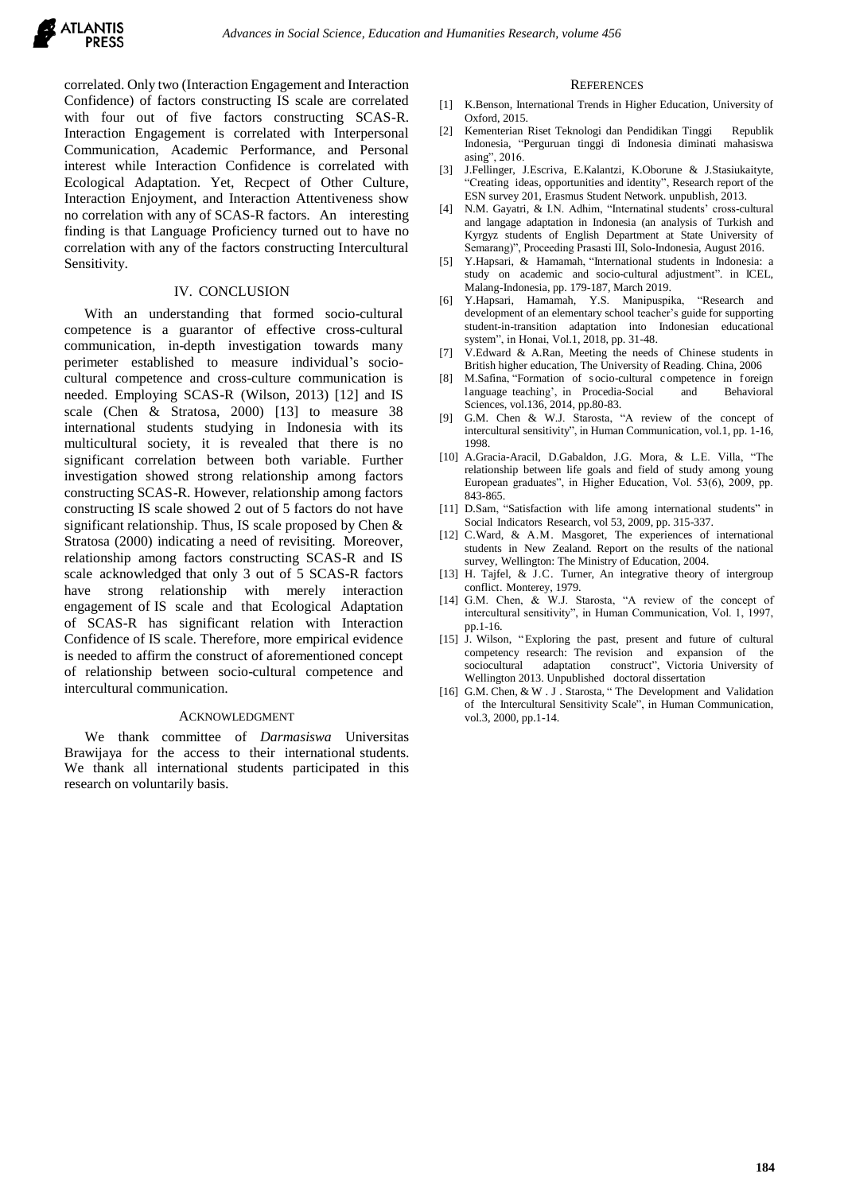correlated. Only two (Interaction Engagement and Interaction Confidence) of factors constructing IS scale are correlated with four out of five factors constructing SCAS-R. Interaction Engagement is correlated with Interpersonal Communication, Academic Performance, and Personal interest while Interaction Confidence is correlated with Ecological Adaptation. Yet, Recpect of Other Culture, Interaction Enjoyment, and Interaction Attentiveness show no correlation with any of SCAS-R factors. An interesting finding is that Language Proficiency turned out to have no correlation with any of the factors constructing Intercultural Sensitivity.

## IV. CONCLUSION

With an understanding that formed socio-cultural competence is a guarantor of effective cross-cultural communication, in-depth investigation towards many perimeter established to measure individual's socio-cultural competence and cross-culture communication is needed. Employing SCAS-R (Wilson, 2013) [12] and IS scale (Chen & Stratosa, 2000) [13] to measure 38 international students studying in Indonesia with its multicultural society, it is revealed that there is no significant correlation between both variable. Further investigation showed strong relationship among factors constructing SCAS-R. However, relationship among factors constructing IS scale showed 2 out of 5 factors do not have significant relationship. Thus, IS scale proposed by Chen & Stratosa (2000) indicating a need of revisiting. Moreover, relationship among factors constructing SCAS-R and IS scale acknowledged that only 3 out of 5 SCAS-R factors have strong relationship with merely interaction engagement of IS scale and that Ecological Adaptation of SCAS-R has significant relation with Interaction Confidence of IS scale. Therefore, more empirical evidence is needed to affirm the construct of aforementioned concept of relationship between socio-cultural competence and intercultural communication.

## ACKNOWLEDGMENT

We thank committee of *Darmasiswa* Universitas Brawijaya for the access to their international students. We thank all international students participated in this research on voluntarily basis.

## REFERENCES

[1] K.Benson, International Trends in Higher Education, University of Oxford, 2015.

[2] Kementerian Riset Teknologi dan Pendidikan Tinggi Republik Indonesia, "Perguruan tinggi di Indonesia diminati mahasiswa asing", 2016.

[3] J.Fellinger, J.Escriva, E.Kalantzi, K.Oborune & J.Stasiukaityte, "Creating ideas, opportunities and identity", Research report of the ESN survey 201, Erasmus Student Network. unpublish, 2013.

[4] N.M. Gayatri, & I.N. Adhim, "Internatinal students' cross-cultural and langage adaptation in Indonesia (an analysis of Turkish and Kyrgyz students of English Department at State University of Semarang)", Proceeding Prasasti III, Solo-Indonesia, August 2016.

[5] Y.Hapsari, & Hamamah, "International students in Indonesia: a study on academic and socio-cultural adjustment". in ICEL, Malang-Indonesia, pp. 179-187, March 2019.

[6] Y.Hapsari, Hamamah, Y.S. Manipuspika, "Research and development of an elementary school teacher's guide for supporting student-in-transition adaptation into Indonesian educational system", in Honai, Vol.1, 2018, pp. 31-48.

[7] V.Edward & A.Ran, Meeting the needs of Chinese students in British higher education, The University of Reading. China, 2006

[8] M.Safina, "Formation of socio-cultural competence in foreign language teaching', in Procedia-Social and Behavioral Sciences, vol.136, 2014, pp.80-83.

[9] G.M. Chen & W.J. Starosta, "A review of the concept of intercultural sensitivity", in Human Communication, vol.1, pp. 1-16, 1998.

[10] A.Gracia-Aracil, D.Gabaldon, J.G. Mora, & L.E. Villa, "The relationship between life goals and field of study among young European graduates", in Higher Education, Vol. 53(6), 2009, pp. 843-865.

[11] D.Sam, "Satisfaction with life among international students" in Social Indicators Research, vol 53, 2009, pp. 315-337.

[12] C.Ward, & A.M. Masgoret, The experiences of international students in New Zealand. Report on the results of the national survey, Wellington: The Ministry of Education, 2004.

[13] H. Tajfel, & J.C. Turner, An integrative theory of intergroup conflict. Monterey, 1979.

[14] G.M. Chen, & W.J. Starosta, "A review of the concept of intercultural sensitivity", in Human Communication, Vol. 1, 1997, pp.1-16.

[15] J. Wilson, "Exploring the past, present and future of cultural competency research: The revision and expansion of the sociocultural adaptation construct", Victoria University of Wellington 2013. Unpublished doctoral dissertation

[16] G.M. Chen, & W . J . Starosta, " The Development and Validation of the Intercultural Sensitivity Scale", in Human Communication, vol.3, 2000, pp.1-14.